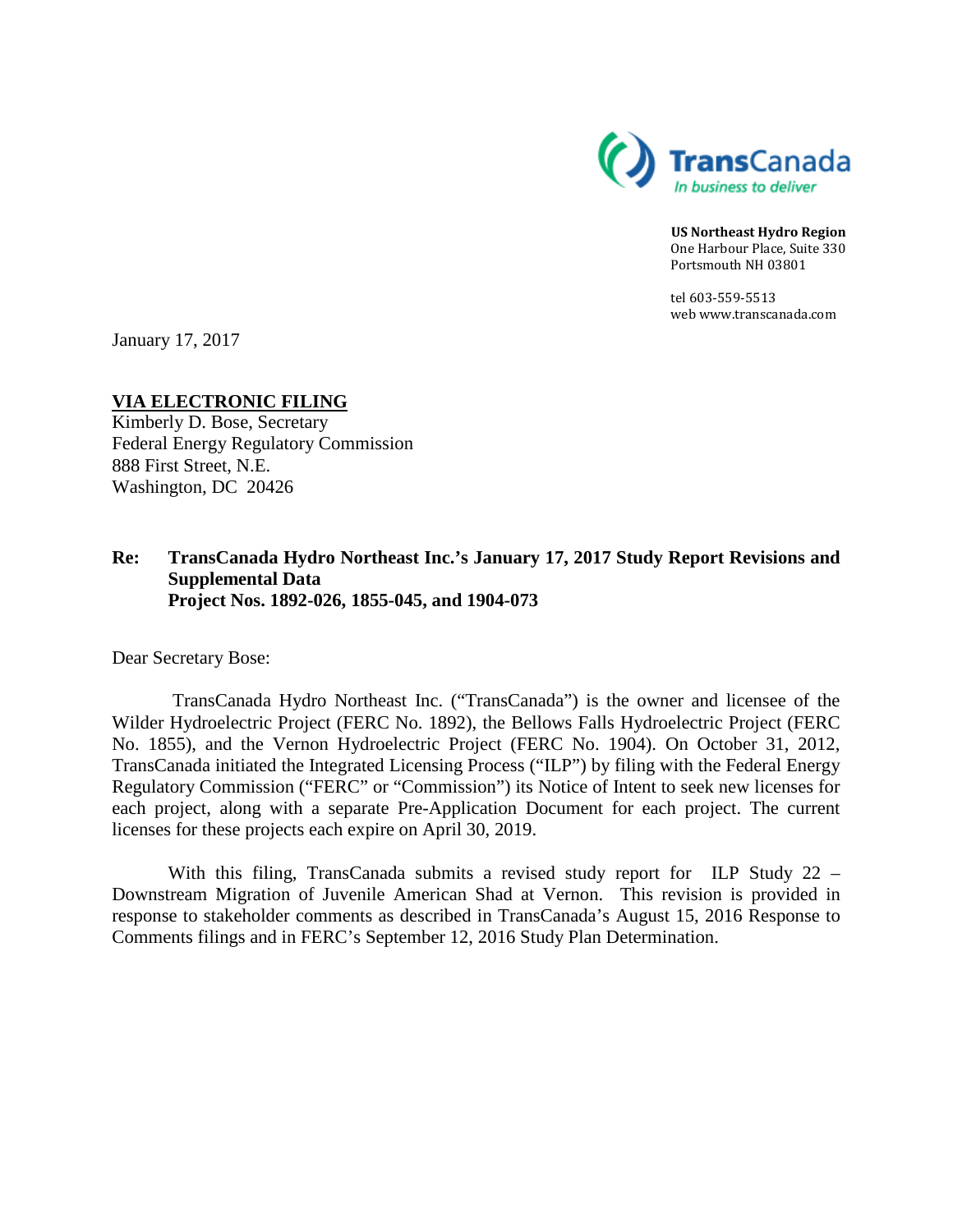TransCanada
*In business to deliver*

**US Northeast Hydro Region**
One Harbour Place, Suite 330
Portsmouth NH 03801

tel 603-559-5513
web www.transcanada.com

January 17, 2017

**VIA ELECTRONIC FILING**
Kimberly D. Bose, Secretary
Federal Energy Regulatory Commission
888 First Street, N.E.
Washington, DC 20426

**Re: TransCanada Hydro Northeast Inc.'s January 17, 2017 Study Report Revisions and Supplemental Data**
**Project Nos. 1892-026, 1855-045, and 1904-073**

Dear Secretary Bose:

TransCanada Hydro Northeast Inc. ("TransCanada") is the owner and licensee of the Wilder Hydroelectric Project (FERC No. 1892), the Bellows Falls Hydroelectric Project (FERC No. 1855), and the Vernon Hydroelectric Project (FERC No. 1904). On October 31, 2012, TransCanada initiated the Integrated Licensing Process ("ILP") by filing with the Federal Energy Regulatory Commission ("FERC" or "Commission") its Notice of Intent to seek new licenses for each project, along with a separate Pre-Application Document for each project. The current licenses for these projects each expire on April 30, 2019.

With this filing, TransCanada submits a revised study report for ILP Study 22 – Downstream Migration of Juvenile American Shad at Vernon. This revision is provided in response to stakeholder comments as described in TransCanada's August 15, 2016 Response to Comments filings and in FERC's September 12, 2016 Study Plan Determination.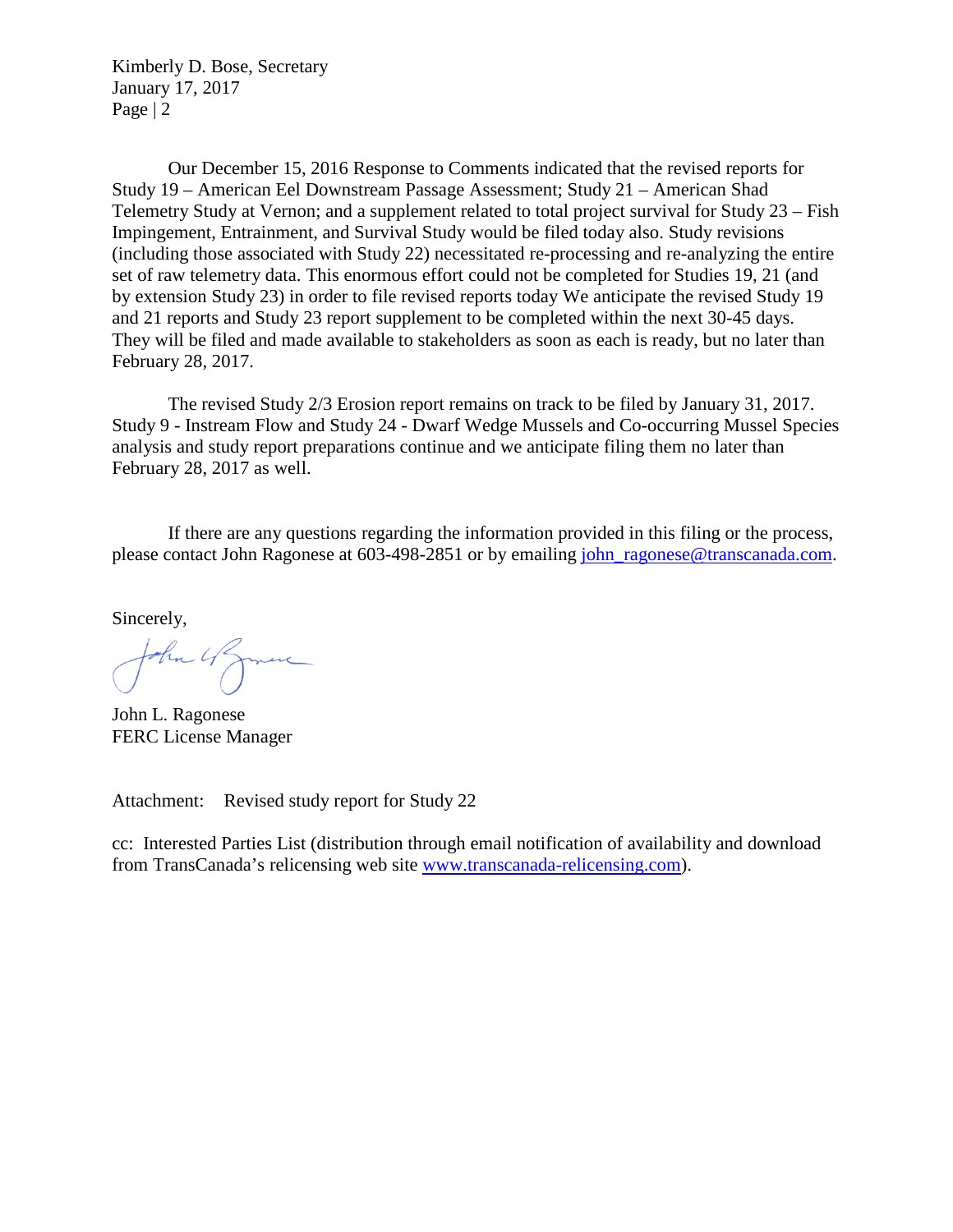Our December 15, 2016 Response to Comments indicated that the revised reports for Study 19 – American Eel Downstream Passage Assessment; Study 21 – American Shad Telemetry Study at Vernon; and a supplement related to total project survival for Study 23 – Fish Impingement, Entrainment, and Survival Study would be filed today also. Study revisions (including those associated with Study 22) necessitated re-processing and re-analyzing the entire set of raw telemetry data. This enormous effort could not be completed for Studies 19, 21 (and by extension Study 23) in order to file revised reports today We anticipate the revised Study 19 and 21 reports and Study 23 report supplement to be completed within the next 30-45 days. They will be filed and made available to stakeholders as soon as each is ready, but no later than February 28, 2017.

The revised Study 2/3 Erosion report remains on track to be filed by January 31, 2017. Study 9 - Instream Flow and Study 24 - Dwarf Wedge Mussels and Co-occurring Mussel Species analysis and study report preparations continue and we anticipate filing them no later than February 28, 2017 as well.

If there are any questions regarding the information provided in this filing or the process, please contact John Ragonese at 603-498-2851 or by emailing john_ragonese@transcanada.com.

Sincerely,

John L. Ragonese
FERC License Manager

Attachment: Revised study report for Study 22

cc: Interested Parties List (distribution through email notification of availability and download from TransCanada's relicensing web site www.transcanada-relicensing.com).